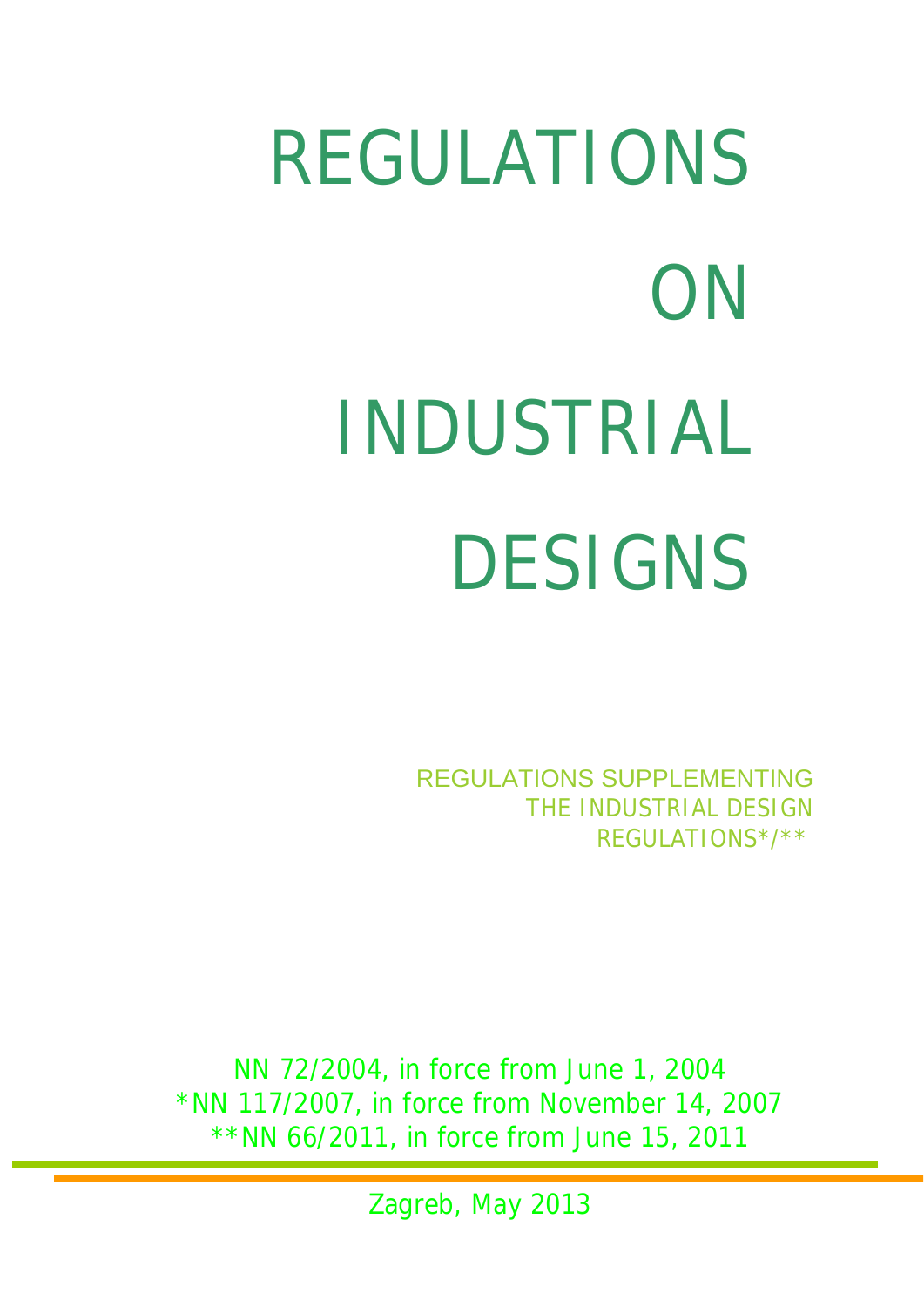# REGULATIONS ON INDUSTRIAL DESIGNS

REGULATIONS SUPPLEMENTING THE INDUSTRIAL DESIGN REGULATIONS*/**

NN 72/2004, in force from June 1, 2004
*NN 117/2007, in force from November 14, 2007
**NN 66/2011, in force from June 15, 2011

Zagreb, May 2013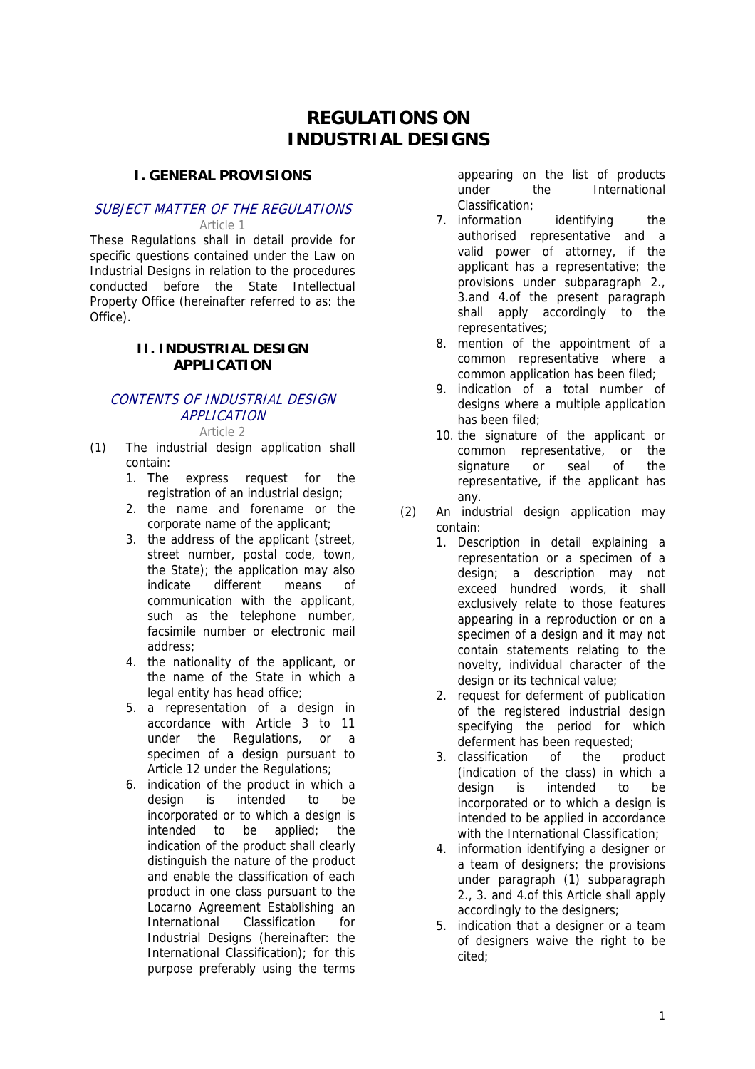# REGULATIONS ON INDUSTRIAL DESIGNS

## I. GENERAL PROVISIONS

### *SUBJECT MATTER OF THE REGULATIONS*

Article 1

These Regulations shall in detail provide for specific questions contained under the Law on Industrial Designs in relation to the procedures conducted before the State Intellectual Property Office (hereinafter referred to as: the Office).

## II. INDUSTRIAL DESIGN APPLICATION

### *CONTENTS OF INDUSTRIAL DESIGN APPLICATION*

Article 2

(1) The industrial design application shall contain:

1. The express request for the registration of an industrial design;
2. the name and forename or the corporate name of the applicant;
3. the address of the applicant (street, street number, postal code, town, the State); the application may also indicate different means of communication with the applicant, such as the telephone number, facsimile number or electronic mail address;
4. the nationality of the applicant, or the name of the State in which a legal entity has head office;
5. a representation of a design in accordance with Article 3 to 11 under the Regulations, or a specimen of a design pursuant to Article 12 under the Regulations;
6. indication of the product in which a design is intended to be incorporated or to which a design is intended to be applied; the indication of the product shall clearly distinguish the nature of the product and enable the classification of each product in one class pursuant to the Locarno Agreement Establishing an International Classification for Industrial Designs (hereinafter: the International Classification); for this purpose preferably using the terms appearing on the list of products under the International Classification;
7. information identifying the authorised representative and a valid power of attorney, if the applicant has a representative; the provisions under subparagraph 2., 3.and 4.of the present paragraph shall apply accordingly to the representatives;
8. mention of the appointment of a common representative where a common application has been filed;
9. indication of a total number of designs where a multiple application has been filed;
10. the signature of the applicant or common representative, or the signature or seal of the representative, if the applicant has any.

(2) An industrial design application may contain:

1. Description in detail explaining a representation or a specimen of a design; a description may not exceed hundred words, it shall exclusively relate to those features appearing in a reproduction or on a specimen of a design and it may not contain statements relating to the novelty, individual character of the design or its technical value;
2. request for deferment of publication of the registered industrial design specifying the period for which deferment has been requested;
3. classification of the product (indication of the class) in which a design is intended to be incorporated or to which a design is intended to be applied in accordance with the International Classification;
4. information identifying a designer or a team of designers; the provisions under paragraph (1) subparagraph 2., 3. and 4.of this Article shall apply accordingly to the designers;
5. indication that a designer or a team of designers waive the right to be cited;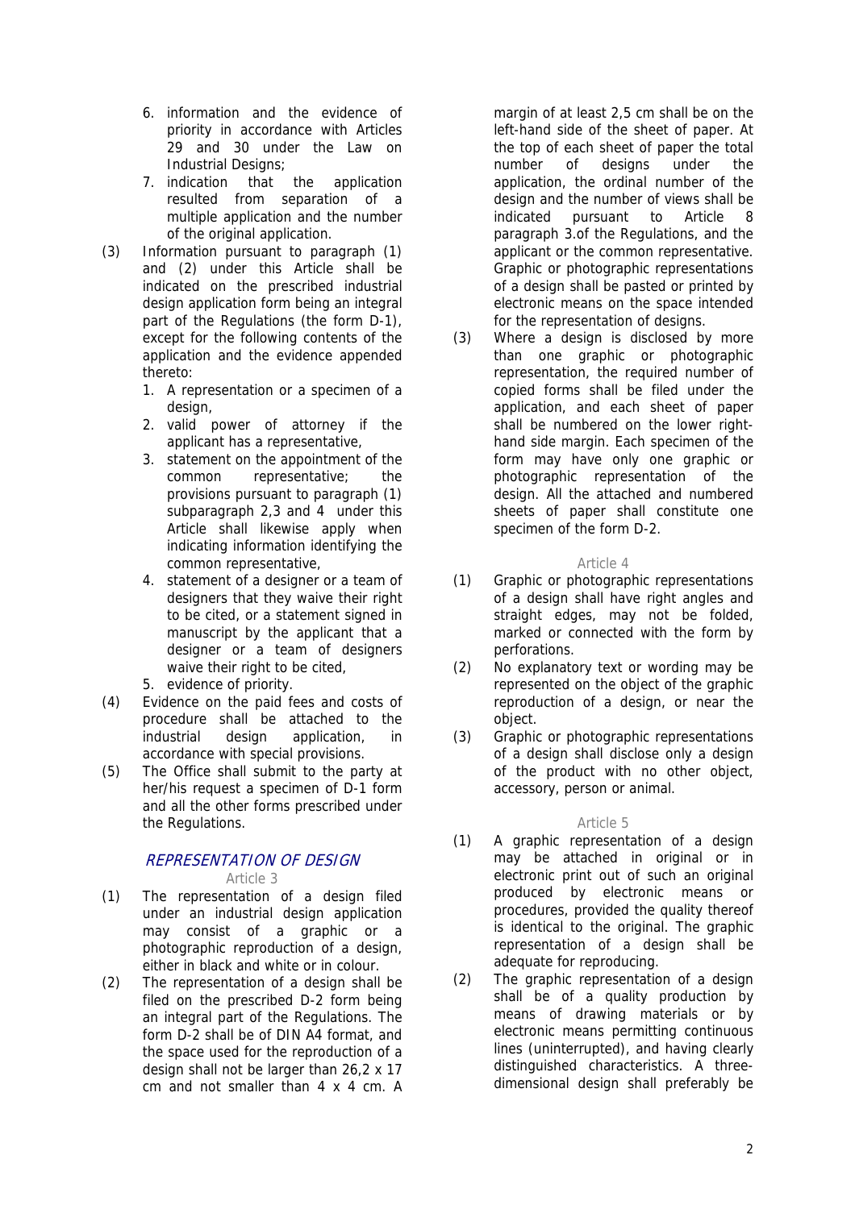6. information and the evidence of priority in accordance with Articles 29 and 30 under the Law on Industrial Designs;
7. indication that the application resulted from separation of a multiple application and the number of the original application.

(3) Information pursuant to paragraph (1) and (2) under this Article shall be indicated on the prescribed industrial design application form being an integral part of the Regulations (the form D-1), except for the following contents of the application and the evidence appended thereto:

1. A representation or a specimen of a design,
2. valid power of attorney if the applicant has a representative,
3. statement on the appointment of the common representative; the provisions pursuant to paragraph (1) subparagraph 2,3 and 4 under this Article shall likewise apply when indicating information identifying the common representative,
4. statement of a designer or a team of designers that they waive their right to be cited, or a statement signed in manuscript by the applicant that a designer or a team of designers waive their right to be cited,
5. evidence of priority.

(4) Evidence on the paid fees and costs of procedure shall be attached to the industrial design application, in accordance with special provisions.

(5) The Office shall submit to the party at her/his request a specimen of D-1 form and all the other forms prescribed under the Regulations.

## REPRESENTATION OF DESIGN

### Article 3

(1) The representation of a design filed under an industrial design application may consist of a graphic or a photographic reproduction of a design, either in black and white or in colour.

(2) The representation of a design shall be filed on the prescribed D-2 form being an integral part of the Regulations. The form D-2 shall be of DIN A4 format, and the space used for the reproduction of a design shall not be larger than 26,2 x 17 cm and not smaller than 4 x 4 cm. A margin of at least 2,5 cm shall be on the left-hand side of the sheet of paper. At the top of each sheet of paper the total number of designs under the application, the ordinal number of the design and the number of views shall be indicated pursuant to Article 8 paragraph 3.of the Regulations, and the applicant or the common representative. Graphic or photographic representations of a design shall be pasted or printed by electronic means on the space intended for the representation of designs.

(3) Where a design is disclosed by more than one graphic or photographic representation, the required number of copied forms shall be filed under the application, and each sheet of paper shall be numbered on the lower right-hand side margin. Each specimen of the form may have only one graphic or photographic representation of the design. All the attached and numbered sheets of paper shall constitute one specimen of the form D-2.

### Article 4

(1) Graphic or photographic representations of a design shall have right angles and straight edges, may not be folded, marked or connected with the form by perforations.

(2) No explanatory text or wording may be represented on the object of the graphic reproduction of a design, or near the object.

(3) Graphic or photographic representations of a design shall disclose only a design of the product with no other object, accessory, person or animal.

### Article 5

(1) A graphic representation of a design may be attached in original or in electronic print out of such an original produced by electronic means or procedures, provided the quality thereof is identical to the original. The graphic representation of a design shall be adequate for reproducing.

(2) The graphic representation of a design shall be of a quality production by means of drawing materials or by electronic means permitting continuous lines (uninterrupted), and having clearly distinguished characteristics. A three-dimensional design shall preferably be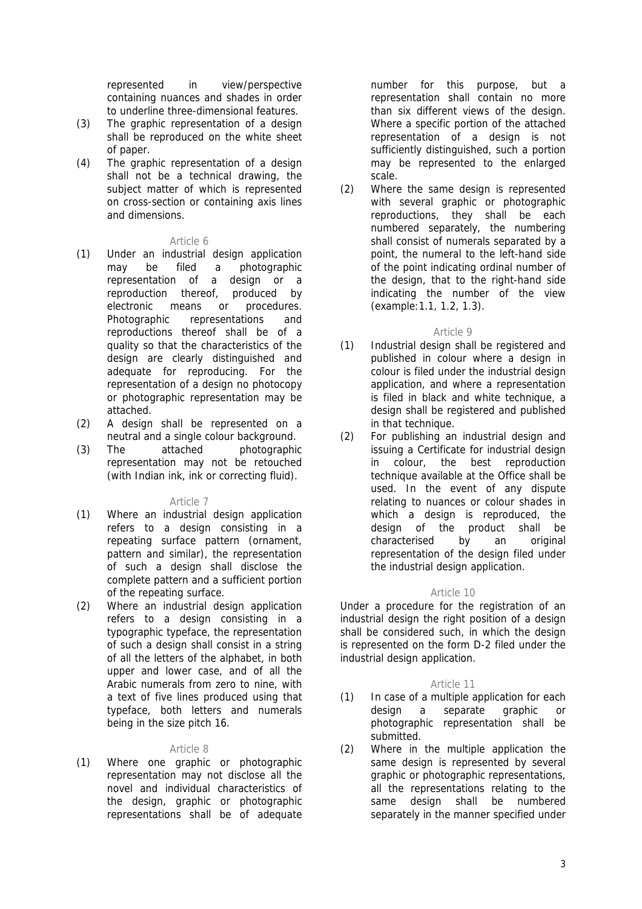represented in view/perspective containing nuances and shades in order to underline three-dimensional features.

(3) The graphic representation of a design shall be reproduced on the white sheet of paper.

(4) The graphic representation of a design shall not be a technical drawing, the subject matter of which is represented on cross-section or containing axis lines and dimensions.

### Article 6

(1) Under an industrial design application may be filed a photographic representation of a design or a reproduction thereof, produced by electronic means or procedures. Photographic representations and reproductions thereof shall be of a quality so that the characteristics of the design are clearly distinguished and adequate for reproducing. For the representation of a design no photocopy or photographic representation may be attached.

(2) A design shall be represented on a neutral and a single colour background.

(3) The attached photographic representation may not be retouched (with Indian ink, ink or correcting fluid).

### Article 7

(1) Where an industrial design application refers to a design consisting in a repeating surface pattern (ornament, pattern and similar), the representation of such a design shall disclose the complete pattern and a sufficient portion of the repeating surface.

(2) Where an industrial design application refers to a design consisting in a typographic typeface, the representation of such a design shall consist in a string of all the letters of the alphabet, in both upper and lower case, and of all the Arabic numerals from zero to nine, with a text of five lines produced using that typeface, both letters and numerals being in the size pitch 16.

### Article 8

(1) Where one graphic or photographic representation may not disclose all the novel and individual characteristics of the design, graphic or photographic representations shall be of adequate number for this purpose, but a representation shall contain no more than six different views of the design. Where a specific portion of the attached representation of a design is not sufficiently distinguished, such a portion may be represented to the enlarged scale.

(2) Where the same design is represented with several graphic or photographic reproductions, they shall be each numbered separately, the numbering shall consist of numerals separated by a point, the numeral to the left-hand side of the point indicating ordinal number of the design, that to the right-hand side indicating the number of the view (example:1.1, 1.2, 1.3).

### Article 9

(1) Industrial design shall be registered and published in colour where a design in colour is filed under the industrial design application, and where a representation is filed in black and white technique, a design shall be registered and published in that technique.

(2) For publishing an industrial design and issuing a Certificate for industrial design in colour, the best reproduction technique available at the Office shall be used. In the event of any dispute relating to nuances or colour shades in which a design is reproduced, the design of the product shall be characterised by an original representation of the design filed under the industrial design application.

### Article 10

Under a procedure for the registration of an industrial design the right position of a design shall be considered such, in which the design is represented on the form D-2 filed under the industrial design application.

### Article 11

(1) In case of a multiple application for each design a separate graphic or photographic representation shall be submitted.

(2) Where in the multiple application the same design is represented by several graphic or photographic representations, all the representations relating to the same design shall be numbered separately in the manner specified under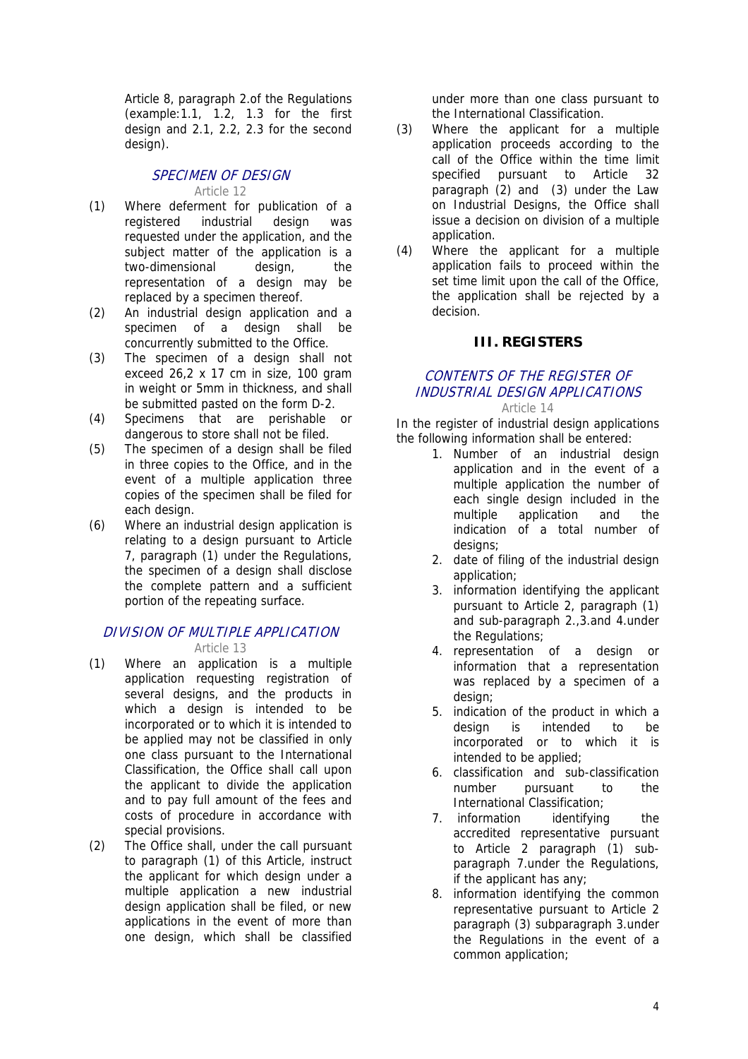Article 8, paragraph 2.of the Regulations (example:1.1, 1.2, 1.3 for the first design and 2.1, 2.2, 2.3 for the second design).

### *SPECIMEN OF DESIGN*

Article 12

(1) Where deferment for publication of a registered industrial design was requested under the application, and the subject matter of the application is a two-dimensional design, the representation of a design may be replaced by a specimen thereof.

(2) An industrial design application and a specimen of a design shall be concurrently submitted to the Office.

(3) The specimen of a design shall not exceed 26,2 x 17 cm in size, 100 gram in weight or 5mm in thickness, and shall be submitted pasted on the form D-2.

(4) Specimens that are perishable or dangerous to store shall not be filed.

(5) The specimen of a design shall be filed in three copies to the Office, and in the event of a multiple application three copies of the specimen shall be filed for each design.

(6) Where an industrial design application is relating to a design pursuant to Article 7, paragraph (1) under the Regulations, the specimen of a design shall disclose the complete pattern and a sufficient portion of the repeating surface.

### *DIVISION OF MULTIPLE APPLICATION*

Article 13

(1) Where an application is a multiple application requesting registration of several designs, and the products in which a design is intended to be incorporated or to which it is intended to be applied may not be classified in only one class pursuant to the International Classification, the Office shall call upon the applicant to divide the application and to pay full amount of the fees and costs of procedure in accordance with special provisions.

(2) The Office shall, under the call pursuant to paragraph (1) of this Article, instruct the applicant for which design under a multiple application a new industrial design application shall be filed, or new applications in the event of more than one design, which shall be classified under more than one class pursuant to the International Classification.

(3) Where the applicant for a multiple application proceeds according to the call of the Office within the time limit specified pursuant to Article 32 paragraph (2) and (3) under the Law on Industrial Designs, the Office shall issue a decision on division of a multiple application.

(4) Where the applicant for a multiple application fails to proceed within the set time limit upon the call of the Office, the application shall be rejected by a decision.

## III. REGISTERS

### *CONTENTS OF THE REGISTER OF INDUSTRIAL DESIGN APPLICATIONS*

Article 14

In the register of industrial design applications the following information shall be entered:

1. Number of an industrial design application and in the event of a multiple application the number of each single design included in the multiple application and the indication of a total number of designs;
2. date of filing of the industrial design application;
3. information identifying the applicant pursuant to Article 2, paragraph (1) and sub-paragraph 2.,3.and 4.under the Regulations;
4. representation of a design or information that a representation was replaced by a specimen of a design;
5. indication of the product in which a design is intended to be incorporated or to which it is intended to be applied;
6. classification and sub-classification number pursuant to the International Classification;
7. information identifying the accredited representative pursuant to Article 2 paragraph (1) sub-paragraph 7.under the Regulations, if the applicant has any;
8. information identifying the common representative pursuant to Article 2 paragraph (3) subparagraph 3.under the Regulations in the event of a common application;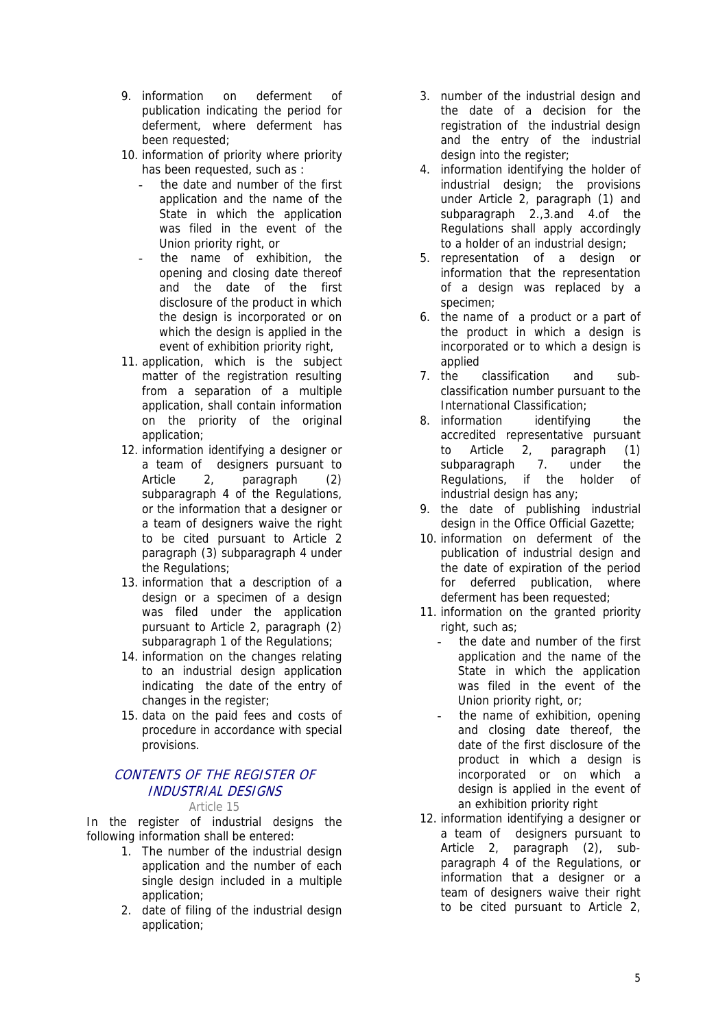9. information on deferment of publication indicating the period for deferment, where deferment has been requested;
10. information of priority where priority has been requested, such as :
    - the date and number of the first application and the name of the State in which the application was filed in the event of the Union priority right, or
    - the name of exhibition, the opening and closing date thereof and the date of the first disclosure of the product in which the design is incorporated or on which the design is applied in the event of exhibition priority right,
11. application, which is the subject matter of the registration resulting from a separation of a multiple application, shall contain information on the priority of the original application;
12. information identifying a designer or a team of designers pursuant to Article 2, paragraph (2) subparagraph 4 of the Regulations, or the information that a designer or a team of designers waive the right to be cited pursuant to Article 2 paragraph (3) subparagraph 4 under the Regulations;
13. information that a description of a design or a specimen of a design was filed under the application pursuant to Article 2, paragraph (2) subparagraph 1 of the Regulations;
14. information on the changes relating to an industrial design application indicating the date of the entry of changes in the register;
15. data on the paid fees and costs of procedure in accordance with special provisions.

## *CONTENTS OF THE REGISTER OF INDUSTRIAL DESIGNS*

Article 15

In the register of industrial designs the following information shall be entered:

1. The number of the industrial design application and the number of each single design included in a multiple application;
2. date of filing of the industrial design application;
3. number of the industrial design and the date of a decision for the registration of the industrial design and the entry of the industrial design into the register;
4. information identifying the holder of industrial design; the provisions under Article 2, paragraph (1) and subparagraph 2.,3.and 4.of the Regulations shall apply accordingly to a holder of an industrial design;
5. representation of a design or information that the representation of a design was replaced by a specimen;
6. the name of a product or a part of the product in which a design is incorporated or to which a design is applied
7. the classification and sub-classification number pursuant to the International Classification;
8. information identifying the accredited representative pursuant to Article 2, paragraph (1) subparagraph 7. under the Regulations, if the holder of industrial design has any;
9. the date of publishing industrial design in the Office Official Gazette;
10. information on deferment of the publication of industrial design and the date of expiration of the period for deferred publication, where deferment has been requested;
11. information on the granted priority right, such as;
    - the date and number of the first application and the name of the State in which the application was filed in the event of the Union priority right, or;
    - the name of exhibition, opening and closing date thereof, the date of the first disclosure of the product in which a design is incorporated or on which a design is applied in the event of an exhibition priority right
12. information identifying a designer or a team of designers pursuant to Article 2, paragraph (2), sub-paragraph 4 of the Regulations, or information that a designer or a team of designers waive their right to be cited pursuant to Article 2,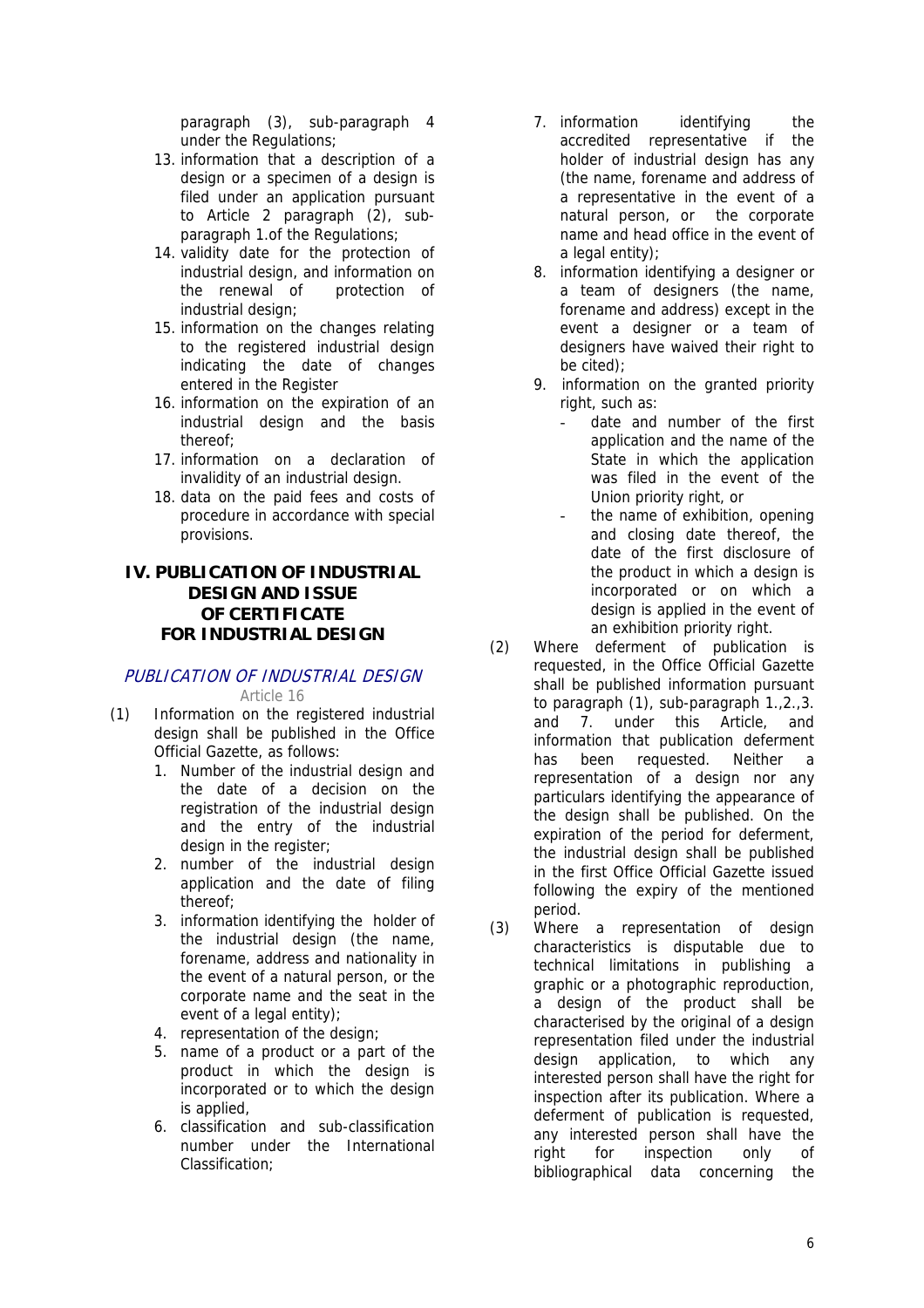paragraph (3), sub-paragraph 4 under the Regulations;

13. information that a description of a design or a specimen of a design is filed under an application pursuant to Article 2 paragraph (2), sub-paragraph 1.of the Regulations;
14. validity date for the protection of industrial design, and information on the renewal of protection of industrial design;
15. information on the changes relating to the registered industrial design indicating the date of changes entered in the Register
16. information on the expiration of an industrial design and the basis thereof;
17. information on a declaration of invalidity of an industrial design.
18. data on the paid fees and costs of procedure in accordance with special provisions.

## IV. PUBLICATION OF INDUSTRIAL DESIGN AND ISSUE OF CERTIFICATE FOR INDUSTRIAL DESIGN

### *PUBLICATION OF INDUSTRIAL DESIGN*

Article 16

(1) Information on the registered industrial design shall be published in the Office Official Gazette, as follows:

1. Number of the industrial design and the date of a decision on the registration of the industrial design and the entry of the industrial design in the register;
2. number of the industrial design application and the date of filing thereof;
3. information identifying the holder of the industrial design (the name, forename, address and nationality in the event of a natural person, or the corporate name and the seat in the event of a legal entity);
4. representation of the design;
5. name of a product or a part of the product in which the design is incorporated or to which the design is applied,
6. classification and sub-classification number under the International Classification;
7. information identifying the accredited representative if the holder of industrial design has any (the name, forename and address of a representative in the event of a natural person, or the corporate name and head office in the event of a legal entity);
8. information identifying a designer or a team of designers (the name, forename and address) except in the event a designer or a team of designers have waived their right to be cited);
9. information on the granted priority right, such as:
   - date and number of the first application and the name of the State in which the application was filed in the event of the Union priority right, or
   - the name of exhibition, opening and closing date thereof, the date of the first disclosure of the product in which a design is incorporated or on which a design is applied in the event of an exhibition priority right.

(2) Where deferment of publication is requested, in the Office Official Gazette shall be published information pursuant to paragraph (1), sub-paragraph 1.,2.,3. and 7. under this Article, and information that publication deferment has been requested. Neither a representation of a design nor any particulars identifying the appearance of the design shall be published. On the expiration of the period for deferment, the industrial design shall be published in the first Office Official Gazette issued following the expiry of the mentioned period.

(3) Where a representation of design characteristics is disputable due to technical limitations in publishing a graphic or a photographic reproduction, a design of the product shall be characterised by the original of a design representation filed under the industrial design application, to which any interested person shall have the right for inspection after its publication. Where a deferment of publication is requested, any interested person shall have the right for inspection only of bibliographical data concerning the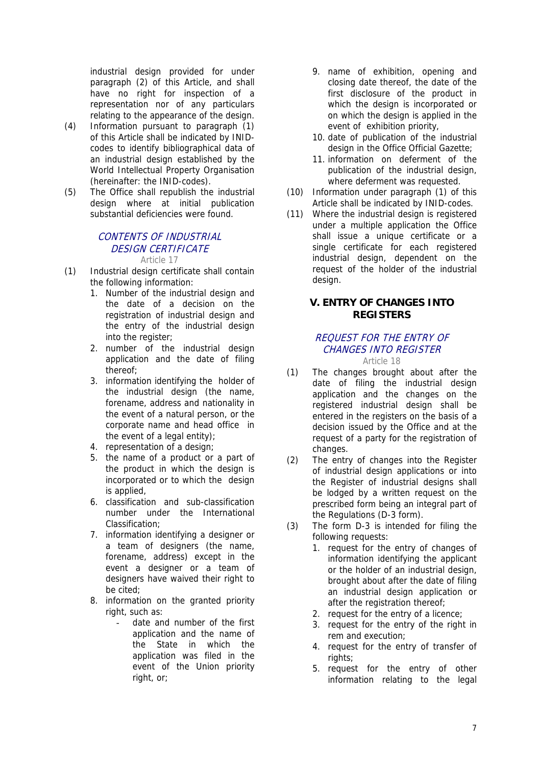industrial design provided for under paragraph (2) of this Article, and shall have no right for inspection of a representation nor of any particulars relating to the appearance of the design.

(4) Information pursuant to paragraph (1) of this Article shall be indicated by INID-codes to identify bibliographical data of an industrial design established by the World Intellectual Property Organisation (hereinafter: the INID-codes).

(5) The Office shall republish the industrial design where at initial publication substantial deficiencies were found.

### *CONTENTS OF INDUSTRIAL DESIGN CERTIFICATE*

Article 17

(1) Industrial design certificate shall contain the following information:

1. Number of the industrial design and the date of a decision on the registration of industrial design and the entry of the industrial design into the register;
2. number of the industrial design application and the date of filing thereof;
3. information identifying the holder of the industrial design (the name, forename, address and nationality in the event of a natural person, or the corporate name and head office in the event of a legal entity);
4. representation of a design;
5. the name of a product or a part of the product in which the design is incorporated or to which the design is applied,
6. classification and sub-classification number under the International Classification;
7. information identifying a designer or a team of designers (the name, forename, address) except in the event a designer or a team of designers have waived their right to be cited;
8. information on the granted priority right, such as:
   - date and number of the first application and the name of the State in which the application was filed in the event of the Union priority right, or;
9. name of exhibition, opening and closing date thereof, the date of the first disclosure of the product in which the design is incorporated or on which the design is applied in the event of exhibition priority,
10. date of publication of the industrial design in the Office Official Gazette;
11. information on deferment of the publication of the industrial design, where deferment was requested.

(10) Information under paragraph (1) of this Article shall be indicated by INID-codes.

(11) Where the industrial design is registered under a multiple application the Office shall issue a unique certificate or a single certificate for each registered industrial design, dependent on the request of the holder of the industrial design.

## V. ENTRY OF CHANGES INTO REGISTERS

### *REQUEST FOR THE ENTRY OF CHANGES INTO REGISTER*

Article 18

(1) The changes brought about after the date of filing the industrial design application and the changes on the registered industrial design shall be entered in the registers on the basis of a decision issued by the Office and at the request of a party for the registration of changes.

(2) The entry of changes into the Register of industrial design applications or into the Register of industrial designs shall be lodged by a written request on the prescribed form being an integral part of the Regulations (D-3 form).

(3) The form D-3 is intended for filing the following requests:

1. request for the entry of changes of information identifying the applicant or the holder of an industrial design, brought about after the date of filing an industrial design application or after the registration thereof;
2. request for the entry of a licence;
3. request for the entry of the right in rem and execution;
4. request for the entry of transfer of rights;
5. request for the entry of other information relating to the legal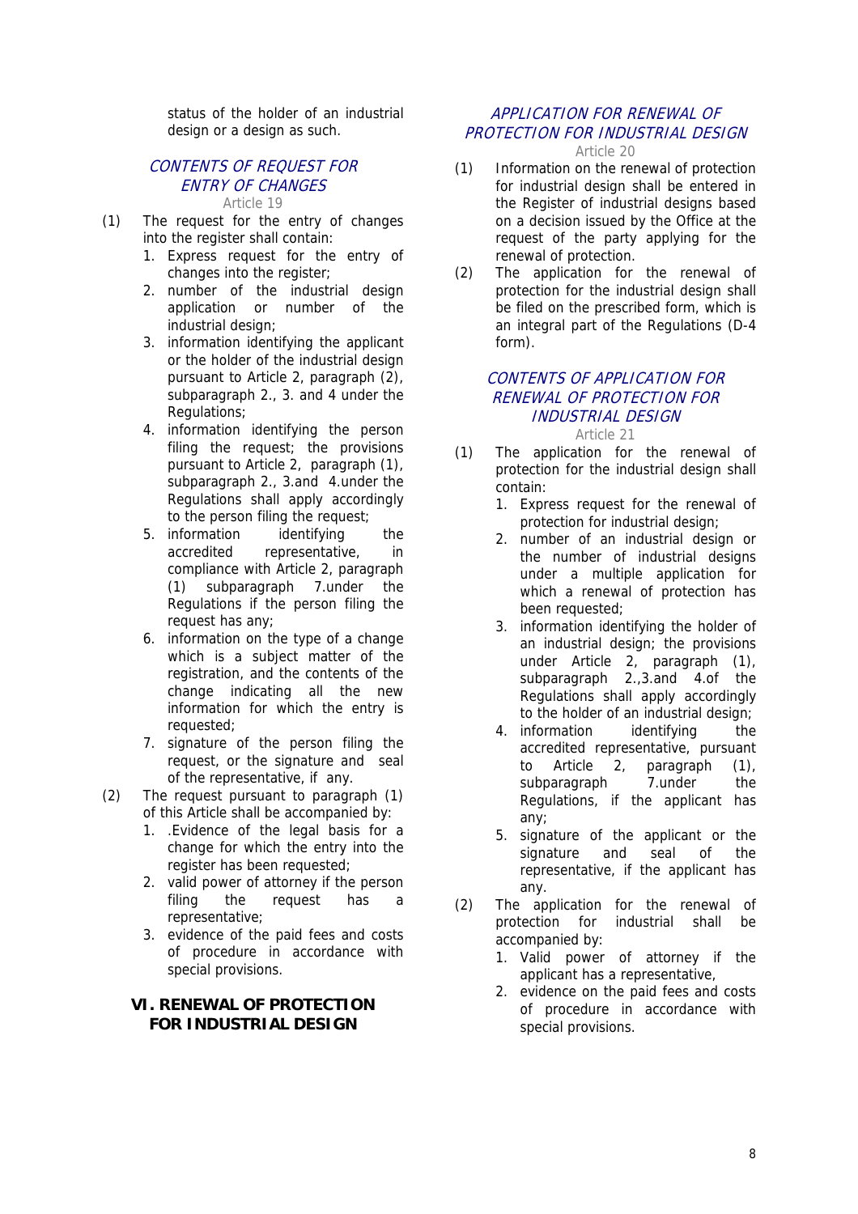status of the holder of an industrial design or a design as such.

### *CONTENTS OF REQUEST FOR ENTRY OF CHANGES*

Article 19

(1) The request for the entry of changes into the register shall contain:

1. Express request for the entry of changes into the register;
2. number of the industrial design application or number of the industrial design;
3. information identifying the applicant or the holder of the industrial design pursuant to Article 2, paragraph (2), subparagraph 2., 3. and 4 under the Regulations;
4. information identifying the person filing the request; the provisions pursuant to Article 2, paragraph (1), subparagraph 2., 3.and 4.under the Regulations shall apply accordingly to the person filing the request;
5. information identifying the accredited representative, in compliance with Article 2, paragraph (1) subparagraph 7.under the Regulations if the person filing the request has any;
6. information on the type of a change which is a subject matter of the registration, and the contents of the change indicating all the new information for which the entry is requested;
7. signature of the person filing the request, or the signature and seal of the representative, if any.

(2) The request pursuant to paragraph (1) of this Article shall be accompanied by:

1. .Evidence of the legal basis for a change for which the entry into the register has been requested;
2. valid power of attorney if the person filing the request has a representative;
3. evidence of the paid fees and costs of procedure in accordance with special provisions.

## VI. RENEWAL OF PROTECTION FOR INDUSTRIAL DESIGN

### *APPLICATION FOR RENEWAL OF PROTECTION FOR INDUSTRIAL DESIGN*

Article 20

(1) Information on the renewal of protection for industrial design shall be entered in the Register of industrial designs based on a decision issued by the Office at the request of the party applying for the renewal of protection.

(2) The application for the renewal of protection for the industrial design shall be filed on the prescribed form, which is an integral part of the Regulations (D-4 form).

### *CONTENTS OF APPLICATION FOR RENEWAL OF PROTECTION FOR INDUSTRIAL DESIGN*

Article 21

(1) The application for the renewal of protection for the industrial design shall contain:

1. Express request for the renewal of protection for industrial design;
2. number of an industrial design or the number of industrial designs under a multiple application for which a renewal of protection has been requested;
3. information identifying the holder of an industrial design; the provisions under Article 2, paragraph (1), subparagraph 2.,3.and 4.of the Regulations shall apply accordingly to the holder of an industrial design;
4. information identifying the accredited representative, pursuant to Article 2, paragraph (1), subparagraph 7.under the Regulations, if the applicant has any;
5. signature of the applicant or the signature and seal of the representative, if the applicant has any.

(2) The application for the renewal of protection for industrial shall be accompanied by:

1. Valid power of attorney if the applicant has a representative,
2. evidence on the paid fees and costs of procedure in accordance with special provisions.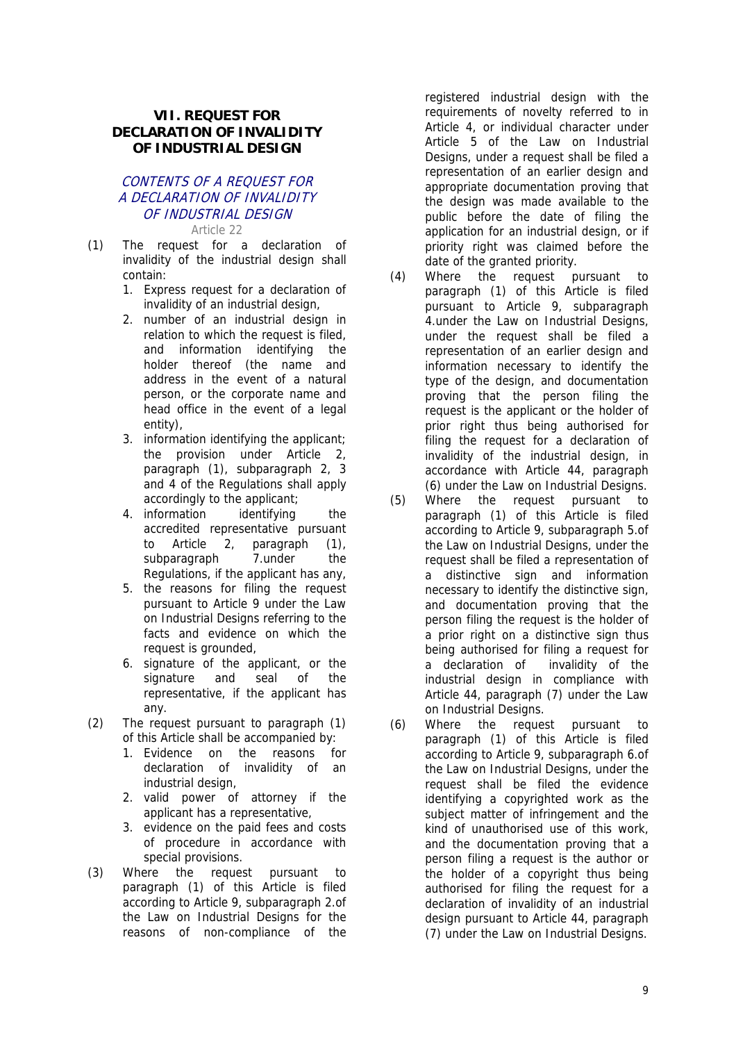## VII. REQUEST FOR DECLARATION OF INVALIDITY OF INDUSTRIAL DESIGN

### *CONTENTS OF A REQUEST FOR A DECLARATION OF INVALIDITY OF INDUSTRIAL DESIGN*

Article 22

(1) The request for a declaration of invalidity of the industrial design shall contain:

1. Express request for a declaration of invalidity of an industrial design,
2. number of an industrial design in relation to which the request is filed, and information identifying the holder thereof (the name and address in the event of a natural person, or the corporate name and head office in the event of a legal entity),
3. information identifying the applicant; the provision under Article 2, paragraph (1), subparagraph 2, 3 and 4 of the Regulations shall apply accordingly to the applicant;
4. information identifying the accredited representative pursuant to Article 2, paragraph (1), subparagraph 7.under the Regulations, if the applicant has any,
5. the reasons for filing the request pursuant to Article 9 under the Law on Industrial Designs referring to the facts and evidence on which the request is grounded,
6. signature of the applicant, or the signature and seal of the representative, if the applicant has any.

(2) The request pursuant to paragraph (1) of this Article shall be accompanied by:

1. Evidence on the reasons for declaration of invalidity of an industrial design,
2. valid power of attorney if the applicant has a representative,
3. evidence on the paid fees and costs of procedure in accordance with special provisions.

(3) Where the request pursuant to paragraph (1) of this Article is filed according to Article 9, subparagraph 2.of the Law on Industrial Designs for the reasons of non-compliance of the registered industrial design with the requirements of novelty referred to in Article 4, or individual character under Article 5 of the Law on Industrial Designs, under a request shall be filed a representation of an earlier design and appropriate documentation proving that the design was made available to the public before the date of filing the application for an industrial design, or if priority right was claimed before the date of the granted priority.

(4) Where the request pursuant to paragraph (1) of this Article is filed pursuant to Article 9, subparagraph 4.under the Law on Industrial Designs, under the request shall be filed a representation of an earlier design and information necessary to identify the type of the design, and documentation proving that the person filing the request is the applicant or the holder of prior right thus being authorised for filing the request for a declaration of invalidity of the industrial design, in accordance with Article 44, paragraph (6) under the Law on Industrial Designs.

(5) Where the request pursuant to paragraph (1) of this Article is filed according to Article 9, subparagraph 5.of the Law on Industrial Designs, under the request shall be filed a representation of a distinctive sign and information necessary to identify the distinctive sign, and documentation proving that the person filing the request is the holder of a prior right on a distinctive sign thus being authorised for filing a request for a declaration of invalidity of the industrial design in compliance with Article 44, paragraph (7) under the Law on Industrial Designs.

(6) Where the request pursuant to paragraph (1) of this Article is filed according to Article 9, subparagraph 6.of the Law on Industrial Designs, under the request shall be filed the evidence identifying a copyrighted work as the subject matter of infringement and the kind of unauthorised use of this work, and the documentation proving that a person filing a request is the author or the holder of a copyright thus being authorised for filing the request for a declaration of invalidity of an industrial design pursuant to Article 44, paragraph (7) under the Law on Industrial Designs.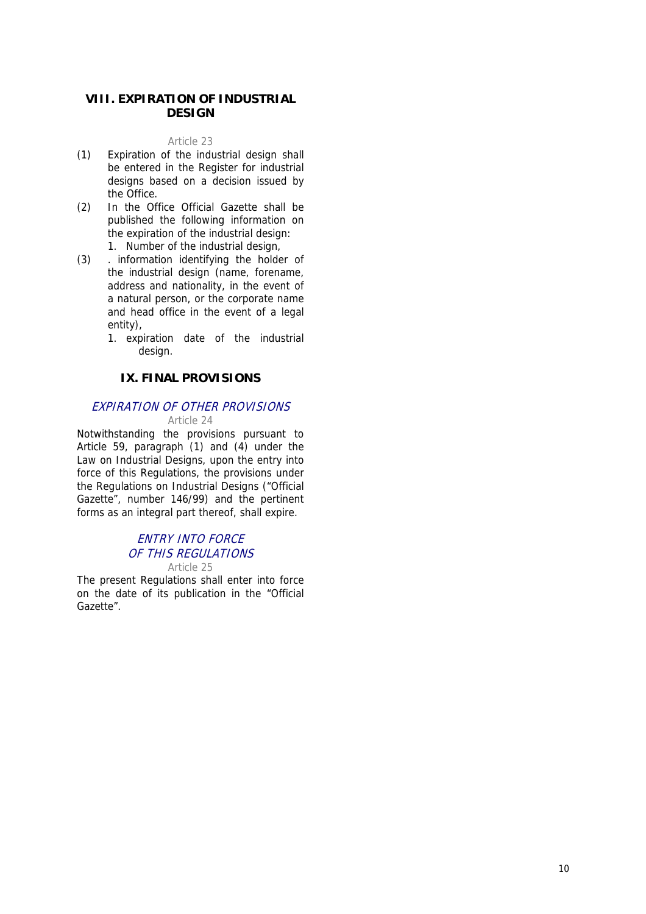## VIII. EXPIRATION OF INDUSTRIAL DESIGN

Article 23

(1) Expiration of the industrial design shall be entered in the Register for industrial designs based on a decision issued by the Office.

(2) In the Office Official Gazette shall be published the following information on the expiration of the industrial design:

1. Number of the industrial design,

(3) . information identifying the holder of the industrial design (name, forename, address and nationality, in the event of a natural person, or the corporate name and head office in the event of a legal entity),

1. expiration date of the industrial design.

## IX. FINAL PROVISIONS

*EXPIRATION OF OTHER PROVISIONS*

Article 24

Notwithstanding the provisions pursuant to Article 59, paragraph (1) and (4) under the Law on Industrial Designs, upon the entry into force of this Regulations, the provisions under the Regulations on Industrial Designs ("Official Gazette", number 146/99) and the pertinent forms as an integral part thereof, shall expire.

*ENTRY INTO FORCE OF THIS REGULATIONS*

Article 25

The present Regulations shall enter into force on the date of its publication in the "Official Gazette".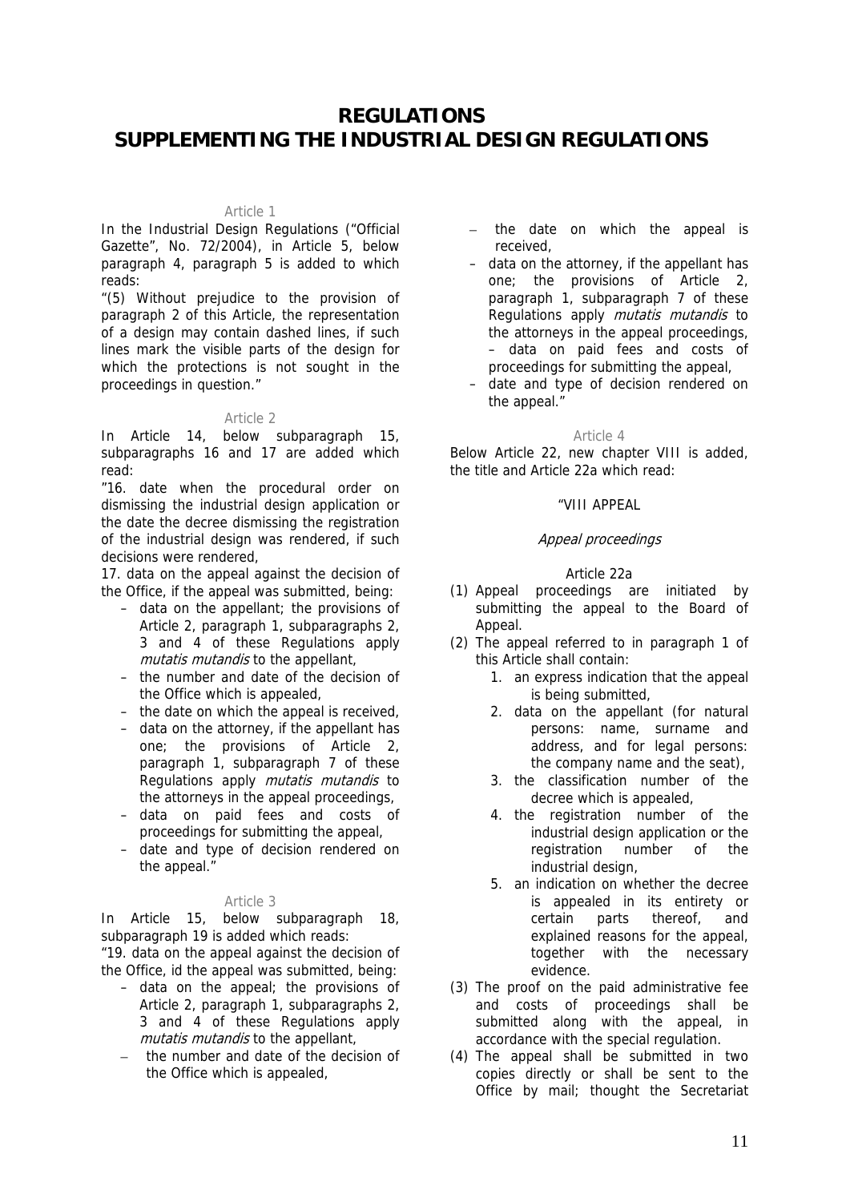# REGULATIONS SUPPLEMENTING THE INDUSTRIAL DESIGN REGULATIONS

Article 1

In the Industrial Design Regulations ("Official Gazette", No. 72/2004), in Article 5, below paragraph 4, paragraph 5 is added to which reads:

"(5) Without prejudice to the provision of paragraph 2 of this Article, the representation of a design may contain dashed lines, if such lines mark the visible parts of the design for which the protections is not sought in the proceedings in question."

Article 2

In Article 14, below subparagraph 15, subparagraphs 16 and 17 are added which read:

"16. date when the procedural order on dismissing the industrial design application or the date the decree dismissing the registration of the industrial design was rendered, if such decisions were rendered,

17. data on the appeal against the decision of the Office, if the appeal was submitted, being:

- data on the appellant; the provisions of Article 2, paragraph 1, subparagraphs 2, 3 and 4 of these Regulations apply *mutatis mutandis* to the appellant,
- the number and date of the decision of the Office which is appealed,
- the date on which the appeal is received,
- data on the attorney, if the appellant has one; the provisions of Article 2, paragraph 1, subparagraph 7 of these Regulations apply *mutatis mutandis* to the attorneys in the appeal proceedings,
- data on paid fees and costs of proceedings for submitting the appeal,
- date and type of decision rendered on the appeal."

Article 3

In Article 15, below subparagraph 18, subparagraph 19 is added which reads:

"19. data on the appeal against the decision of the Office, id the appeal was submitted, being:

- data on the appeal; the provisions of Article 2, paragraph 1, subparagraphs 2, 3 and 4 of these Regulations apply *mutatis mutandis* to the appellant,
- the number and date of the decision of the Office which is appealed,
- the date on which the appeal is received,
- data on the attorney, if the appellant has one; the provisions of Article 2, paragraph 1, subparagraph 7 of these Regulations apply *mutatis mutandis* to the attorneys in the appeal proceedings, – data on paid fees and costs of proceedings for submitting the appeal,
- date and type of decision rendered on the appeal."

Article 4

Below Article 22, new chapter VIII is added, the title and Article 22a which read:

"VIII APPEAL

*Appeal proceedings*

Article 22a

(1) Appeal proceedings are initiated by submitting the appeal to the Board of Appeal.

(2) The appeal referred to in paragraph 1 of this Article shall contain:

1. an express indication that the appeal is being submitted,
2. data on the appellant (for natural persons: name, surname and address, and for legal persons: the company name and the seat),
3. the classification number of the decree which is appealed,
4. the registration number of the industrial design application or the registration number of the industrial design,
5. an indication on whether the decree is appealed in its entirety or certain parts thereof, and explained reasons for the appeal, together with the necessary evidence.

(3) The proof on the paid administrative fee and costs of proceedings shall be submitted along with the appeal, in accordance with the special regulation.

(4) The appeal shall be submitted in two copies directly or shall be sent to the Office by mail; thought the Secretariat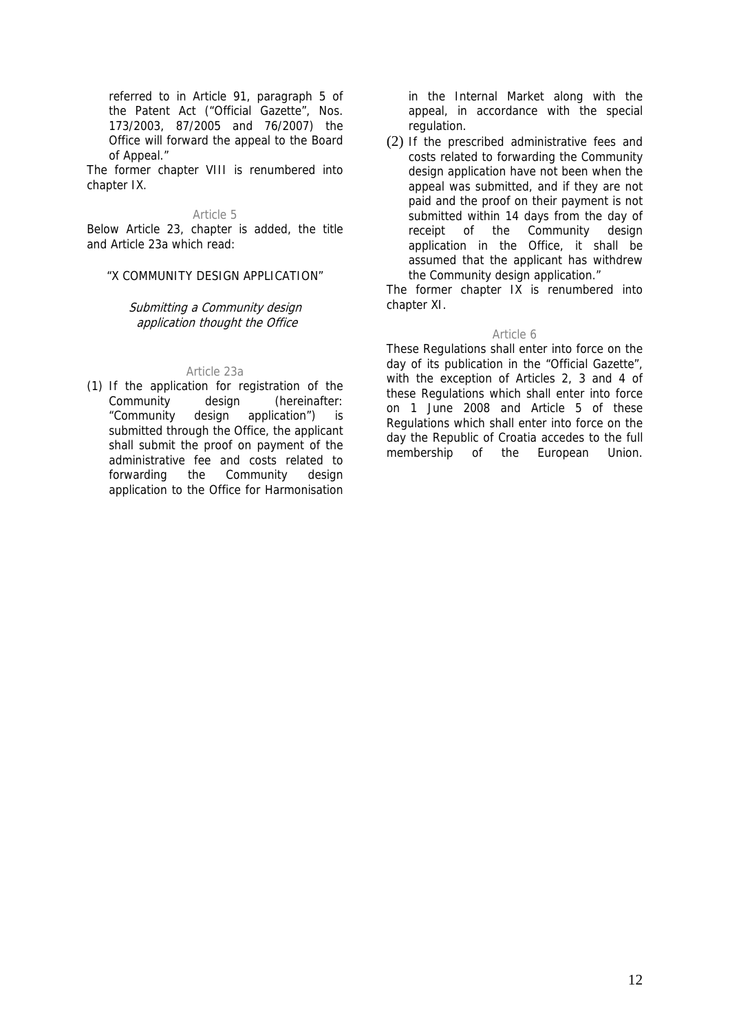referred to in Article 91, paragraph 5 of the Patent Act ("Official Gazette", Nos. 173/2003, 87/2005 and 76/2007) the Office will forward the appeal to the Board of Appeal."

The former chapter VIII is renumbered into chapter IX.

Article 5

Below Article 23, chapter is added, the title and Article 23a which read:

"X COMMUNITY DESIGN APPLICATION"

*Submitting a Community design application thought the Office*

Article 23a

(1) If the application for registration of the Community design (hereinafter: "Community design application") is submitted through the Office, the applicant shall submit the proof on payment of the administrative fee and costs related to forwarding the Community design application to the Office for Harmonisation in the Internal Market along with the appeal, in accordance with the special regulation.

(2) If the prescribed administrative fees and costs related to forwarding the Community design application have not been when the appeal was submitted, and if they are not paid and the proof on their payment is not submitted within 14 days from the day of receipt of the Community design application in the Office, it shall be assumed that the applicant has withdrew the Community design application."

The former chapter IX is renumbered into chapter XI.

Article 6

These Regulations shall enter into force on the day of its publication in the "Official Gazette", with the exception of Articles 2, 3 and 4 of these Regulations which shall enter into force on 1 June 2008 and Article 5 of these Regulations which shall enter into force on the day the Republic of Croatia accedes to the full membership of the European Union.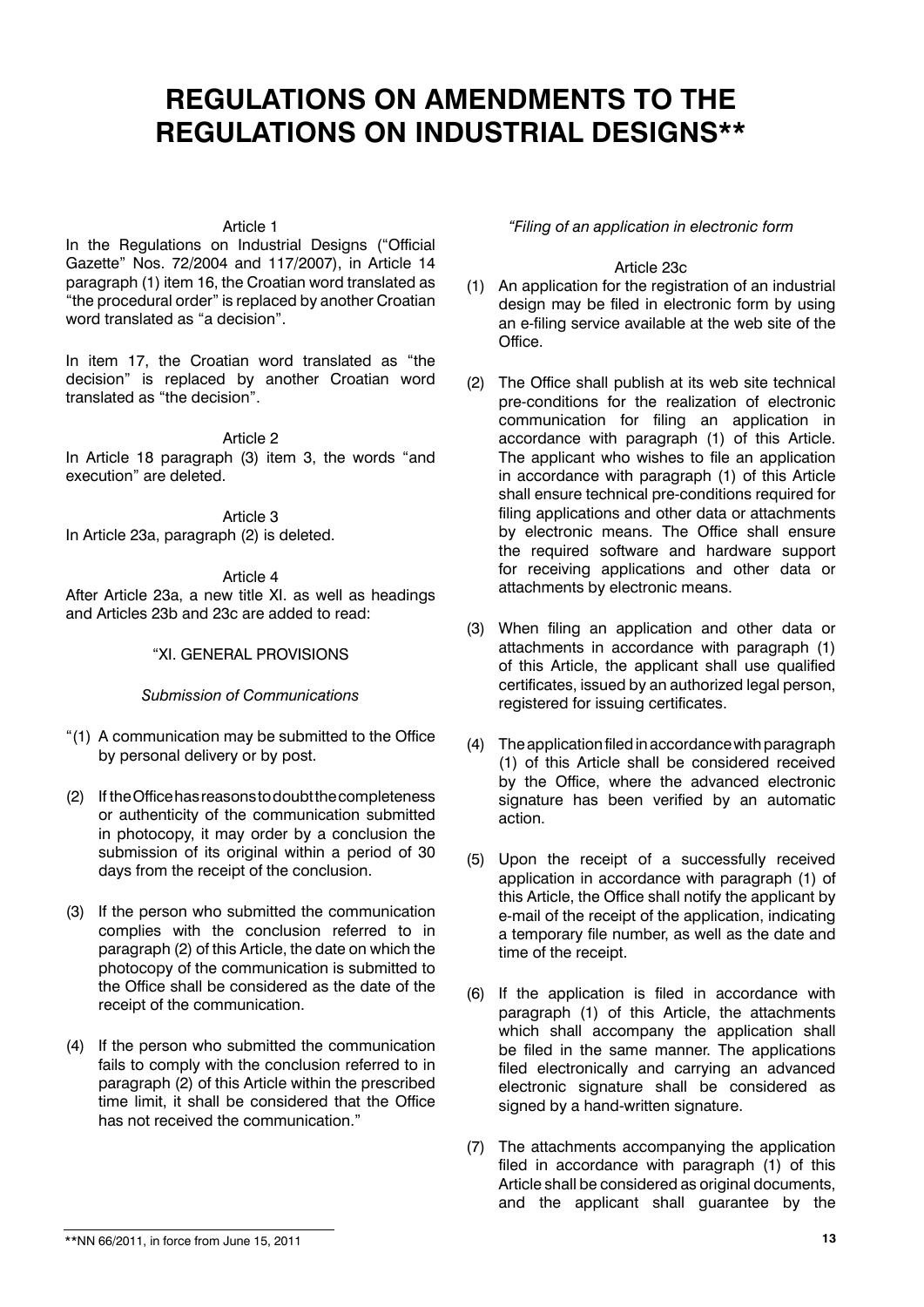# REGULATIONS ON AMENDMENTS TO THE REGULATIONS ON INDUSTRIAL DESIGNS**

Article 1

In the Regulations on Industrial Designs ("Official Gazette" Nos. 72/2004 and 117/2007), in Article 14 paragraph (1) item 16, the Croatian word translated as "the procedural order" is replaced by another Croatian word translated as "a decision".

In item 17, the Croatian word translated as "the decision" is replaced by another Croatian word translated as "the decision".

Article 2

In Article 18 paragraph (3) item 3, the words "and execution" are deleted.

Article 3

In Article 23a, paragraph (2) is deleted.

Article 4

After Article 23a, a new title XI. as well as headings and Articles 23b and 23c are added to read:

"XI. GENERAL PROVISIONS

*Submission of Communications*

"(1) A communication may be submitted to the Office by personal delivery or by post.

(2) If the Office has reasons to doubt the completeness or authenticity of the communication submitted in photocopy, it may order by a conclusion the submission of its original within a period of 30 days from the receipt of the conclusion.

(3) If the person who submitted the communication complies with the conclusion referred to in paragraph (2) of this Article, the date on which the photocopy of the communication is submitted to the Office shall be considered as the date of the receipt of the communication.

(4) If the person who submitted the communication fails to comply with the conclusion referred to in paragraph (2) of this Article within the prescribed time limit, it shall be considered that the Office has not received the communication."

*"Filing of an application in electronic form*

Article 23c

(1) An application for the registration of an industrial design may be filed in electronic form by using an e-filing service available at the web site of the Office.

(2) The Office shall publish at its web site technical pre-conditions for the realization of electronic communication for filing an application in accordance with paragraph (1) of this Article. The applicant who wishes to file an application in accordance with paragraph (1) of this Article shall ensure technical pre-conditions required for filing applications and other data or attachments by electronic means. The Office shall ensure the required software and hardware support for receiving applications and other data or attachments by electronic means.

(3) When filing an application and other data or attachments in accordance with paragraph (1) of this Article, the applicant shall use qualified certificates, issued by an authorized legal person, registered for issuing certificates.

(4) The application filed in accordance with paragraph (1) of this Article shall be considered received by the Office, where the advanced electronic signature has been verified by an automatic action.

(5) Upon the receipt of a successfully received application in accordance with paragraph (1) of this Article, the Office shall notify the applicant by e-mail of the receipt of the application, indicating a temporary file number, as well as the date and time of the receipt.

(6) If the application is filed in accordance with paragraph (1) of this Article, the attachments which shall accompany the application shall be filed in the same manner. The applications filed electronically and carrying an advanced electronic signature shall be considered as signed by a hand-written signature.

(7) The attachments accompanying the application filed in accordance with paragraph (1) of this Article shall be considered as original documents, and the applicant shall guarantee by the

**NN 66/2011, in force from June 15, 2011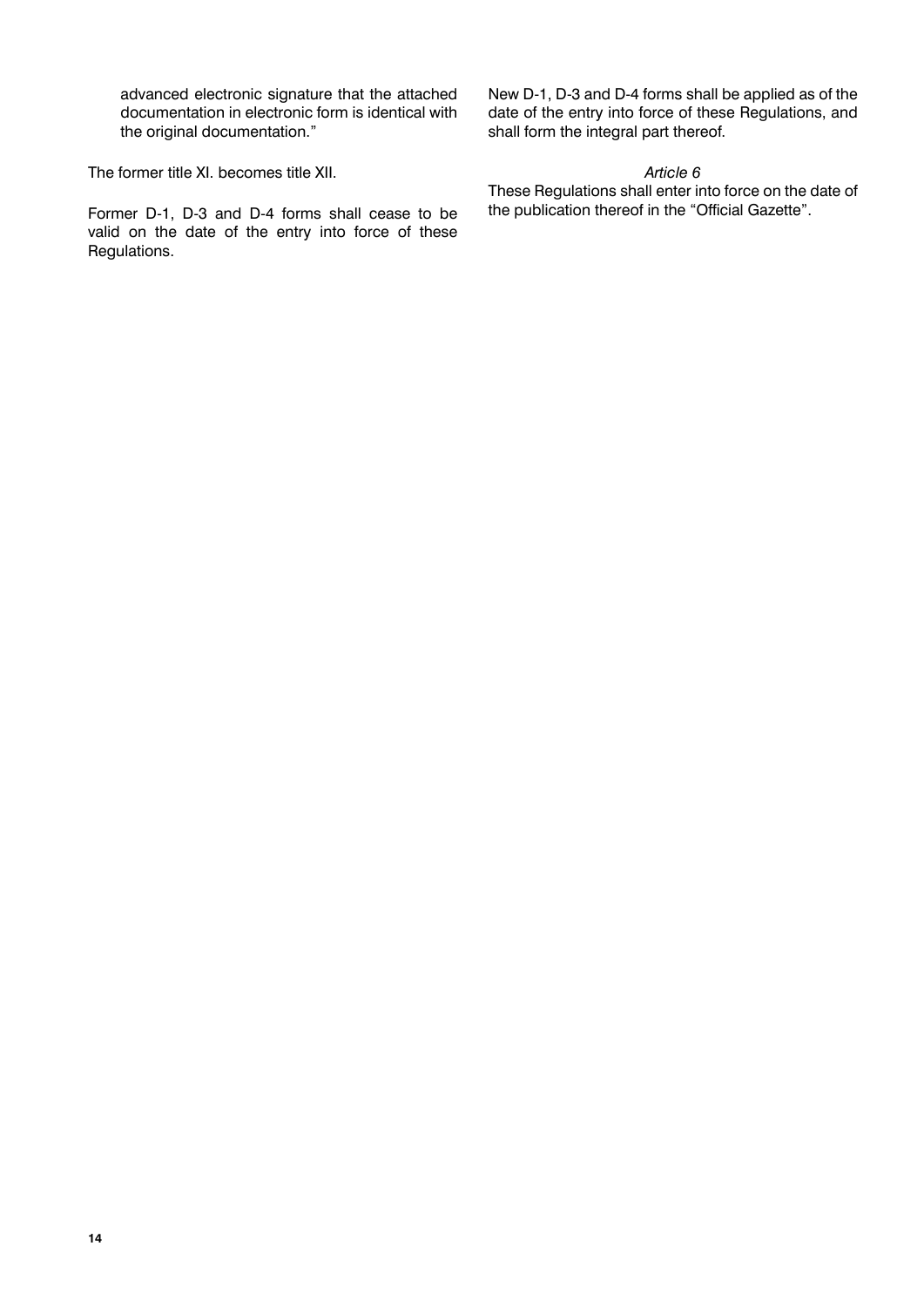advanced electronic signature that the attached documentation in electronic form is identical with the original documentation."

The former title XI. becomes title XII.

Former D-1, D-3 and D-4 forms shall cease to be valid on the date of the entry into force of these Regulations.

New D-1, D-3 and D-4 forms shall be applied as of the date of the entry into force of these Regulations, and shall form the integral part thereof.

*Article 6*

These Regulations shall enter into force on the date of the publication thereof in the "Official Gazette".